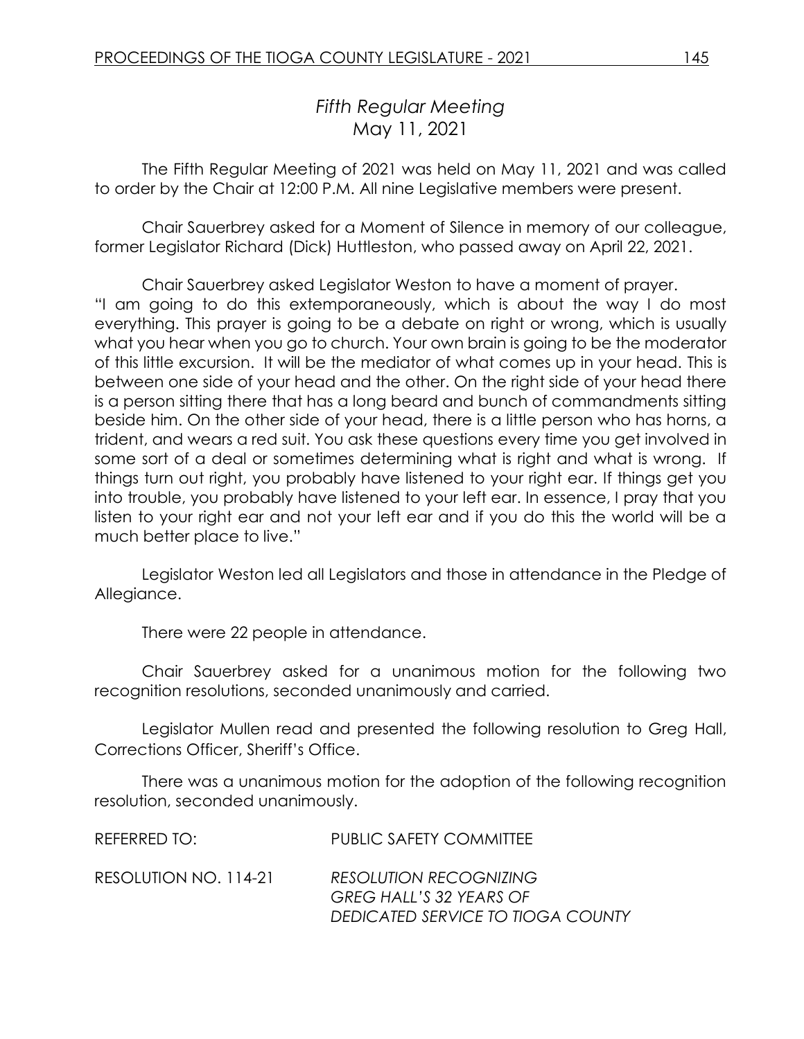# *Fifth Regular Meeting*
## May 11, 2021

The Fifth Regular Meeting of 2021 was held on May 11, 2021 and was called to order by the Chair at 12:00 P.M. All nine Legislative members were present.

Chair Sauerbrey asked for a Moment of Silence in memory of our colleague, former Legislator Richard (Dick) Huttleston, who passed away on April 22, 2021.

Chair Sauerbrey asked Legislator Weston to have a moment of prayer. "I am going to do this extemporaneously, which is about the way I do most everything. This prayer is going to be a debate on right or wrong, which is usually what you hear when you go to church. Your own brain is going to be the moderator of this little excursion. It will be the mediator of what comes up in your head. This is between one side of your head and the other. On the right side of your head there is a person sitting there that has a long beard and bunch of commandments sitting beside him. On the other side of your head, there is a little person who has horns, a trident, and wears a red suit. You ask these questions every time you get involved in some sort of a deal or sometimes determining what is right and what is wrong. If things turn out right, you probably have listened to your right ear. If things get you into trouble, you probably have listened to your left ear. In essence, I pray that you listen to your right ear and not your left ear and if you do this the world will be a much better place to live."

Legislator Weston led all Legislators and those in attendance in the Pledge of Allegiance.

There were 22 people in attendance.

Chair Sauerbrey asked for a unanimous motion for the following two recognition resolutions, seconded unanimously and carried.

Legislator Mullen read and presented the following resolution to Greg Hall, Corrections Officer, Sheriff's Office.

There was a unanimous motion for the adoption of the following recognition resolution, seconded unanimously.

REFERRED TO: PUBLIC SAFETY COMMITTEE

RESOLUTION NO. 114-21 *RESOLUTION RECOGNIZING GREG HALL'S 32 YEARS OF DEDICATED SERVICE TO TIOGA COUNTY*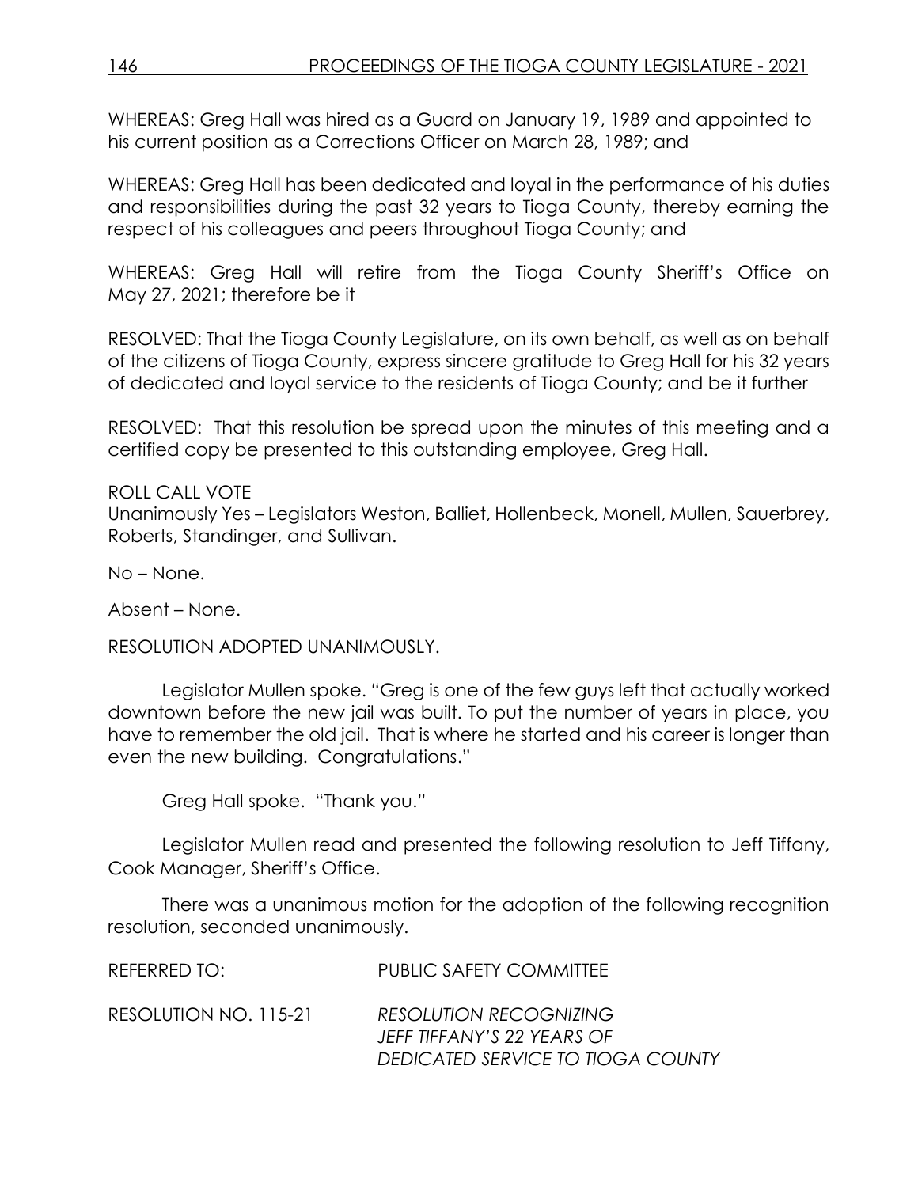WHEREAS: Greg Hall was hired as a Guard on January 19, 1989 and appointed to his current position as a Corrections Officer on March 28, 1989; and

WHEREAS: Greg Hall has been dedicated and loyal in the performance of his duties and responsibilities during the past 32 years to Tioga County, thereby earning the respect of his colleagues and peers throughout Tioga County; and

WHEREAS: Greg Hall will retire from the Tioga County Sheriff's Office on May 27, 2021; therefore be it

RESOLVED: That the Tioga County Legislature, on its own behalf, as well as on behalf of the citizens of Tioga County, express sincere gratitude to Greg Hall for his 32 years of dedicated and loyal service to the residents of Tioga County; and be it further

RESOLVED: That this resolution be spread upon the minutes of this meeting and a certified copy be presented to this outstanding employee, Greg Hall.

ROLL CALL VOTE
Unanimously Yes – Legislators Weston, Balliet, Hollenbeck, Monell, Mullen, Sauerbrey, Roberts, Standinger, and Sullivan.

No – None.

Absent – None.

RESOLUTION ADOPTED UNANIMOUSLY.

Legislator Mullen spoke. "Greg is one of the few guys left that actually worked downtown before the new jail was built. To put the number of years in place, you have to remember the old jail. That is where he started and his career is longer than even the new building. Congratulations."

Greg Hall spoke. "Thank you."

Legislator Mullen read and presented the following resolution to Jeff Tiffany, Cook Manager, Sheriff's Office.

There was a unanimous motion for the adoption of the following recognition resolution, seconded unanimously.

REFERRED TO: PUBLIC SAFETY COMMITTEE

RESOLUTION NO. 115-21 *RESOLUTION RECOGNIZING JEFF TIFFANY'S 22 YEARS OF DEDICATED SERVICE TO TIOGA COUNTY*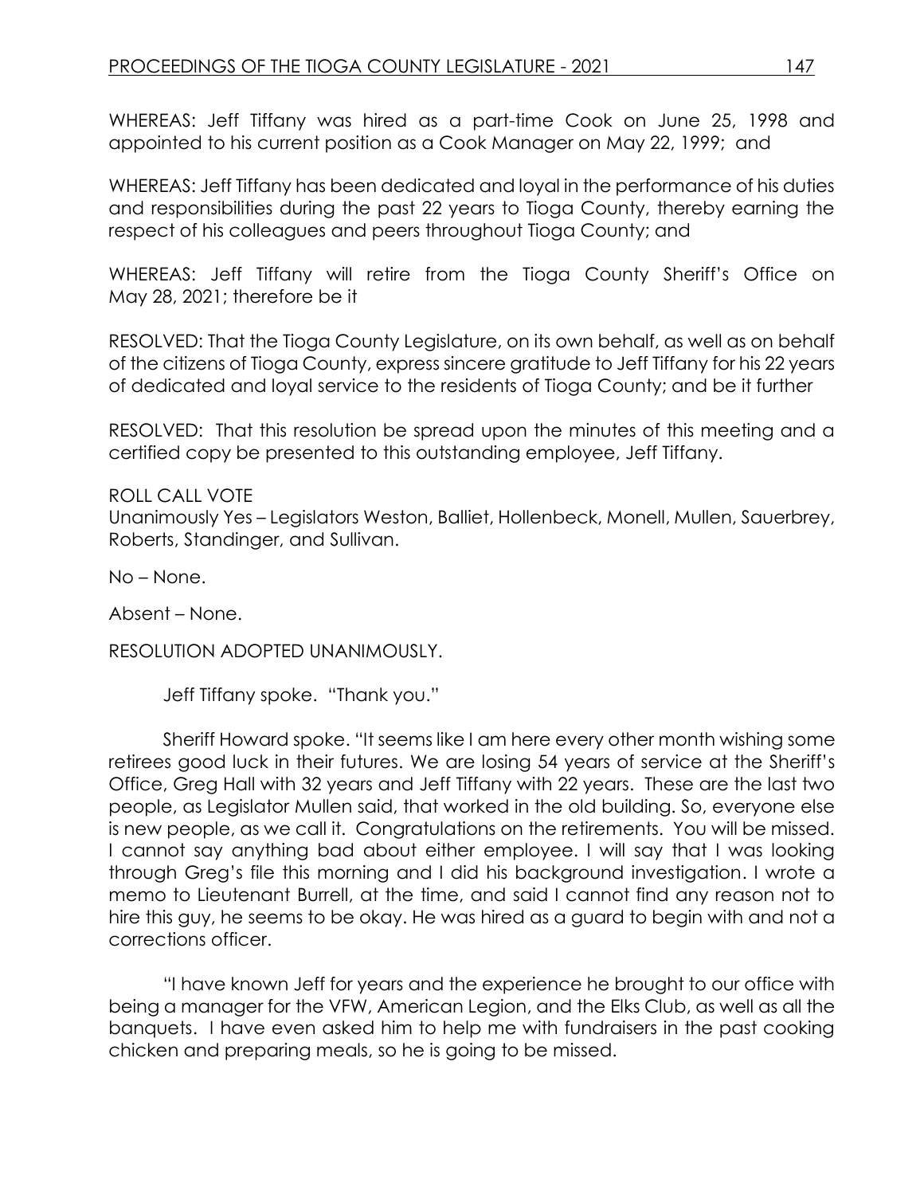WHEREAS: Jeff Tiffany was hired as a part-time Cook on June 25, 1998 and appointed to his current position as a Cook Manager on May 22, 1999; and

WHEREAS: Jeff Tiffany has been dedicated and loyal in the performance of his duties and responsibilities during the past 22 years to Tioga County, thereby earning the respect of his colleagues and peers throughout Tioga County; and

WHEREAS: Jeff Tiffany will retire from the Tioga County Sheriff's Office on May 28, 2021; therefore be it

RESOLVED: That the Tioga County Legislature, on its own behalf, as well as on behalf of the citizens of Tioga County, express sincere gratitude to Jeff Tiffany for his 22 years of dedicated and loyal service to the residents of Tioga County; and be it further

RESOLVED: That this resolution be spread upon the minutes of this meeting and a certified copy be presented to this outstanding employee, Jeff Tiffany.

ROLL CALL VOTE
Unanimously Yes – Legislators Weston, Balliet, Hollenbeck, Monell, Mullen, Sauerbrey, Roberts, Standinger, and Sullivan.

No – None.

Absent – None.

RESOLUTION ADOPTED UNANIMOUSLY.

Jeff Tiffany spoke. "Thank you."

Sheriff Howard spoke. "It seems like I am here every other month wishing some retirees good luck in their futures. We are losing 54 years of service at the Sheriff's Office, Greg Hall with 32 years and Jeff Tiffany with 22 years. These are the last two people, as Legislator Mullen said, that worked in the old building. So, everyone else is new people, as we call it. Congratulations on the retirements. You will be missed. I cannot say anything bad about either employee. I will say that I was looking through Greg's file this morning and I did his background investigation. I wrote a memo to Lieutenant Burrell, at the time, and said I cannot find any reason not to hire this guy, he seems to be okay. He was hired as a guard to begin with and not a corrections officer.

"I have known Jeff for years and the experience he brought to our office with being a manager for the VFW, American Legion, and the Elks Club, as well as all the banquets. I have even asked him to help me with fundraisers in the past cooking chicken and preparing meals, so he is going to be missed.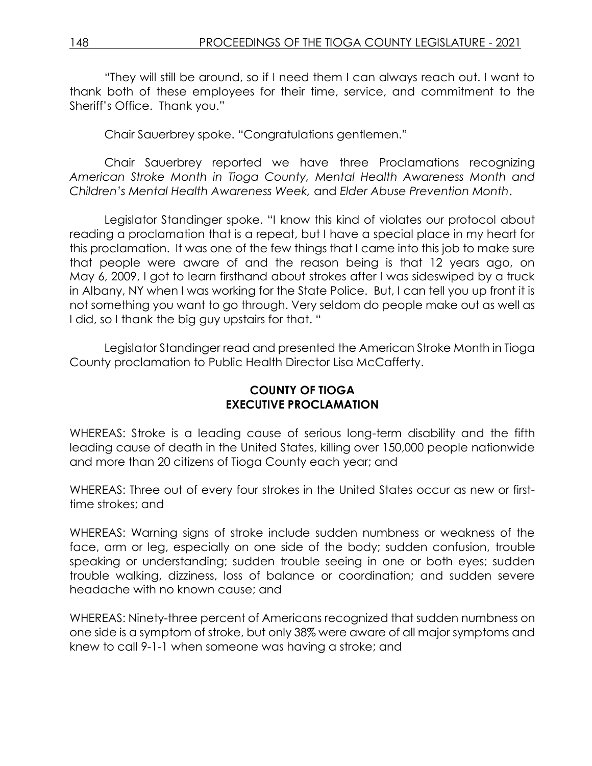"They will still be around, so if I need them I can always reach out. I want to thank both of these employees for their time, service, and commitment to the Sheriff's Office. Thank you."

Chair Sauerbrey spoke. "Congratulations gentlemen."

Chair Sauerbrey reported we have three Proclamations recognizing *American Stroke Month in Tioga County, Mental Health Awareness Month and Children's Mental Health Awareness Week,* and *Elder Abuse Prevention Month*.

Legislator Standinger spoke. "I know this kind of violates our protocol about reading a proclamation that is a repeat, but I have a special place in my heart for this proclamation. It was one of the few things that I came into this job to make sure that people were aware of and the reason being is that 12 years ago, on May 6, 2009, I got to learn firsthand about strokes after I was sideswiped by a truck in Albany, NY when I was working for the State Police. But, I can tell you up front it is not something you want to go through. Very seldom do people make out as well as I did, so I thank the big guy upstairs for that. "

Legislator Standinger read and presented the American Stroke Month in Tioga County proclamation to Public Health Director Lisa McCafferty.

**COUNTY OF TIOGA**
**EXECUTIVE PROCLAMATION**

WHEREAS: Stroke is a leading cause of serious long-term disability and the fifth leading cause of death in the United States, killing over 150,000 people nationwide and more than 20 citizens of Tioga County each year; and

WHEREAS: Three out of every four strokes in the United States occur as new or first-time strokes; and

WHEREAS: Warning signs of stroke include sudden numbness or weakness of the face, arm or leg, especially on one side of the body; sudden confusion, trouble speaking or understanding; sudden trouble seeing in one or both eyes; sudden trouble walking, dizziness, loss of balance or coordination; and sudden severe headache with no known cause; and

WHEREAS: Ninety-three percent of Americans recognized that sudden numbness on one side is a symptom of stroke, but only 38% were aware of all major symptoms and knew to call 9-1-1 when someone was having a stroke; and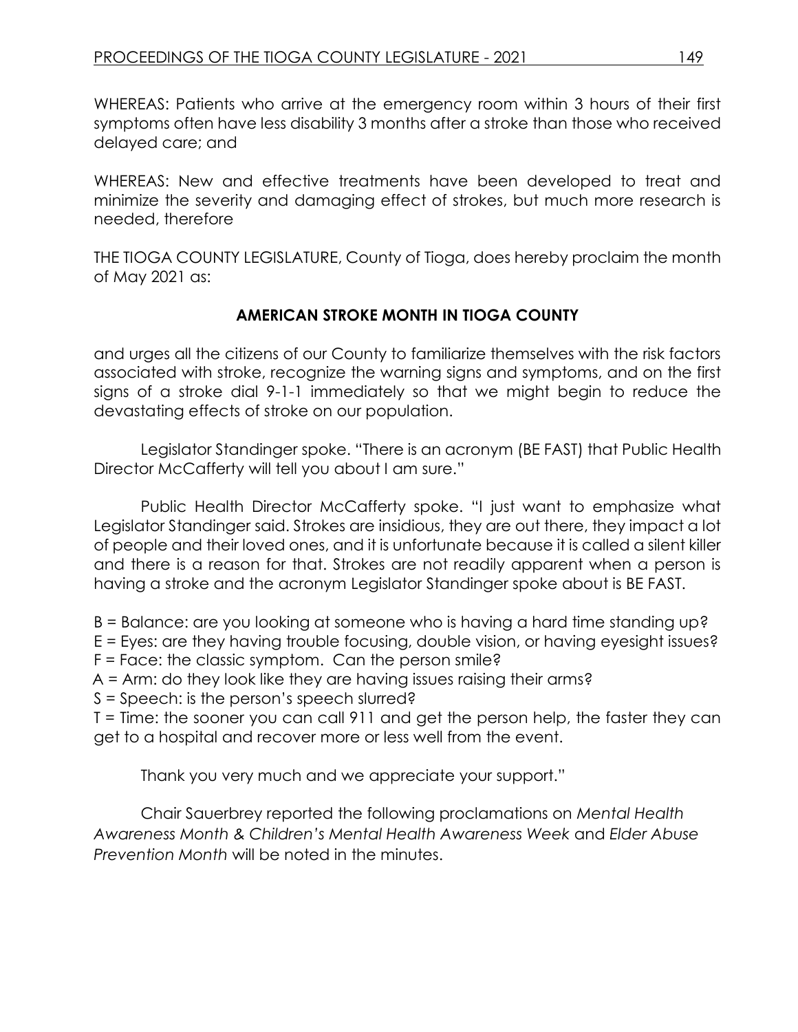WHEREAS: Patients who arrive at the emergency room within 3 hours of their first symptoms often have less disability 3 months after a stroke than those who received delayed care; and

WHEREAS: New and effective treatments have been developed to treat and minimize the severity and damaging effect of strokes, but much more research is needed, therefore

THE TIOGA COUNTY LEGISLATURE, County of Tioga, does hereby proclaim the month of May 2021 as:

**AMERICAN STROKE MONTH IN TIOGA COUNTY**

and urges all the citizens of our County to familiarize themselves with the risk factors associated with stroke, recognize the warning signs and symptoms, and on the first signs of a stroke dial 9-1-1 immediately so that we might begin to reduce the devastating effects of stroke on our population.

Legislator Standinger spoke. "There is an acronym (BE FAST) that Public Health Director McCafferty will tell you about I am sure."

Public Health Director McCafferty spoke. "I just want to emphasize what Legislator Standinger said. Strokes are insidious, they are out there, they impact a lot of people and their loved ones, and it is unfortunate because it is called a silent killer and there is a reason for that. Strokes are not readily apparent when a person is having a stroke and the acronym Legislator Standinger spoke about is BE FAST.

B = Balance: are you looking at someone who is having a hard time standing up?
E = Eyes: are they having trouble focusing, double vision, or having eyesight issues?
F = Face: the classic symptom. Can the person smile?
A = Arm: do they look like they are having issues raising their arms?
S = Speech: is the person's speech slurred?
T = Time: the sooner you can call 911 and get the person help, the faster they can get to a hospital and recover more or less well from the event.

Thank you very much and we appreciate your support."

Chair Sauerbrey reported the following proclamations on *Mental Health Awareness Month & Children's Mental Health Awareness Week* and *Elder Abuse Prevention Month* will be noted in the minutes.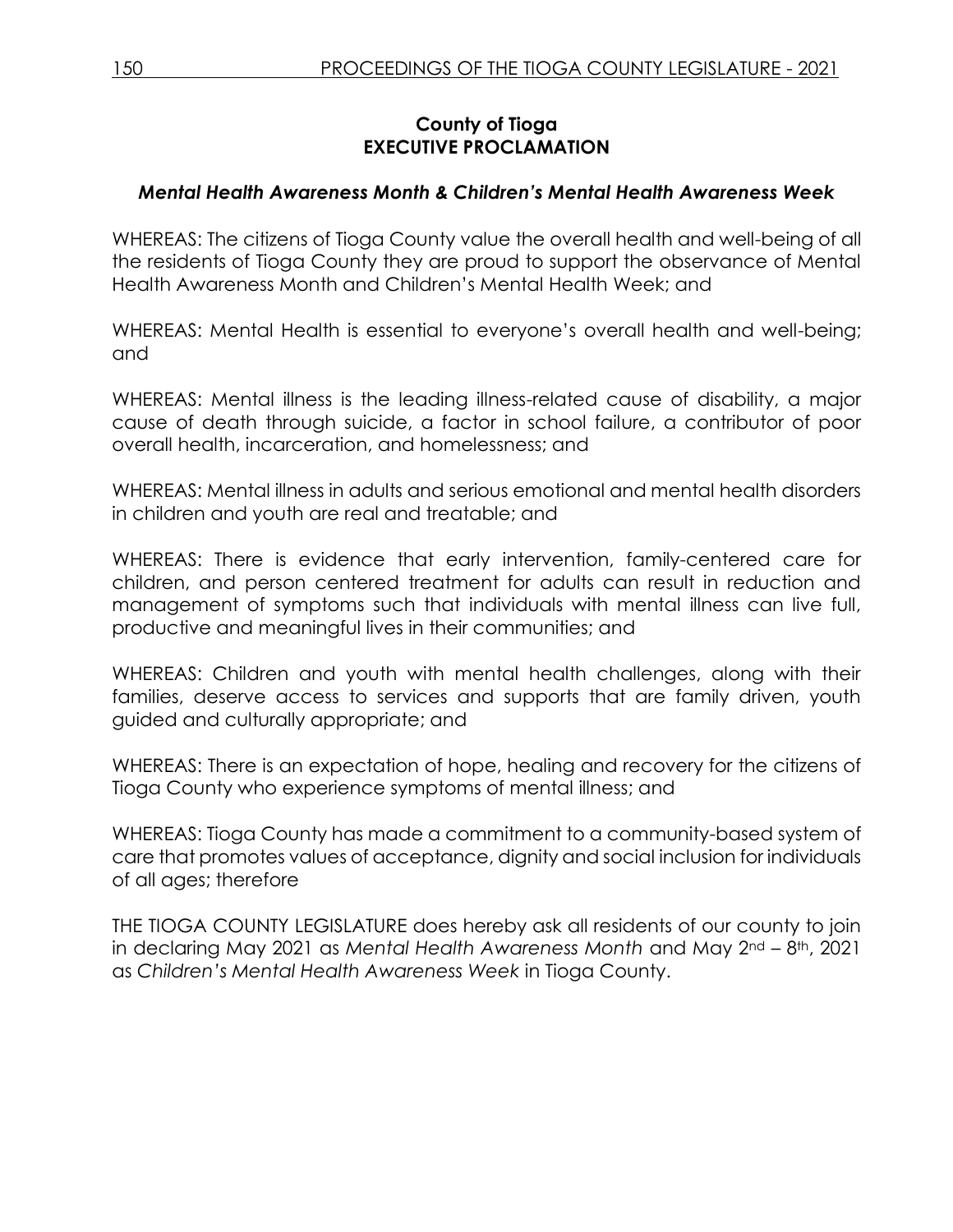**County of Tioga**
**EXECUTIVE PROCLAMATION**

***Mental Health Awareness Month & Children's Mental Health Awareness Week***

WHEREAS: The citizens of Tioga County value the overall health and well-being of all the residents of Tioga County they are proud to support the observance of Mental Health Awareness Month and Children's Mental Health Week; and

WHEREAS: Mental Health is essential to everyone's overall health and well-being; and

WHEREAS: Mental illness is the leading illness-related cause of disability, a major cause of death through suicide, a factor in school failure, a contributor of poor overall health, incarceration, and homelessness; and

WHEREAS: Mental illness in adults and serious emotional and mental health disorders in children and youth are real and treatable; and

WHEREAS: There is evidence that early intervention, family-centered care for children, and person centered treatment for adults can result in reduction and management of symptoms such that individuals with mental illness can live full, productive and meaningful lives in their communities; and

WHEREAS: Children and youth with mental health challenges, along with their families, deserve access to services and supports that are family driven, youth guided and culturally appropriate; and

WHEREAS: There is an expectation of hope, healing and recovery for the citizens of Tioga County who experience symptoms of mental illness; and

WHEREAS: Tioga County has made a commitment to a community-based system of care that promotes values of acceptance, dignity and social inclusion for individuals of all ages; therefore

THE TIOGA COUNTY LEGISLATURE does hereby ask all residents of our county to join in declaring May 2021 as *Mental Health Awareness Month* and May 2nd – 8th, 2021 as *Children's Mental Health Awareness Week* in Tioga County.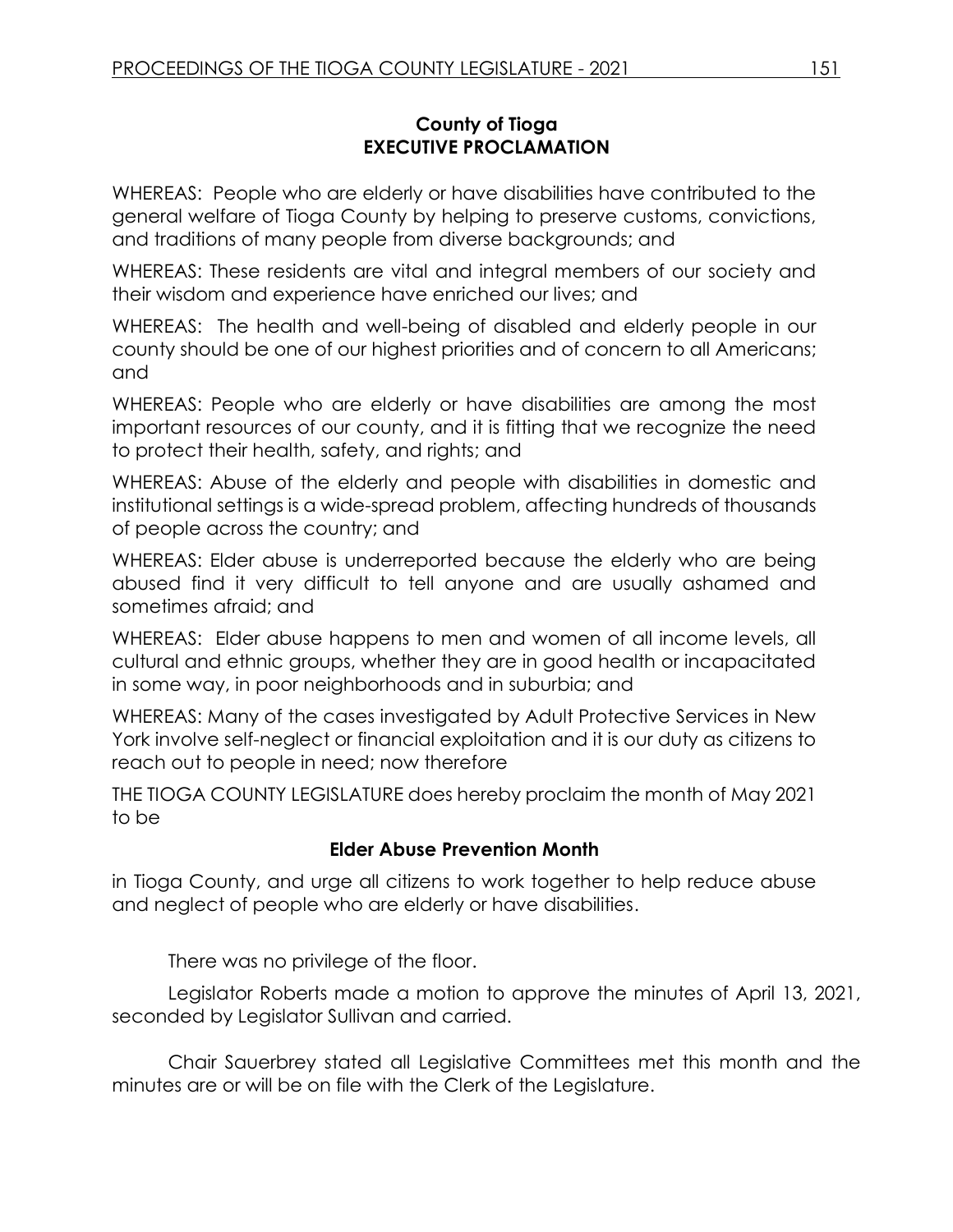## County of Tioga
## EXECUTIVE PROCLAMATION

WHEREAS: People who are elderly or have disabilities have contributed to the general welfare of Tioga County by helping to preserve customs, convictions, and traditions of many people from diverse backgrounds; and

WHEREAS: These residents are vital and integral members of our society and their wisdom and experience have enriched our lives; and

WHEREAS: The health and well-being of disabled and elderly people in our county should be one of our highest priorities and of concern to all Americans; and

WHEREAS: People who are elderly or have disabilities are among the most important resources of our county, and it is fitting that we recognize the need to protect their health, safety, and rights; and

WHEREAS: Abuse of the elderly and people with disabilities in domestic and institutional settings is a wide-spread problem, affecting hundreds of thousands of people across the country; and

WHEREAS: Elder abuse is underreported because the elderly who are being abused find it very difficult to tell anyone and are usually ashamed and sometimes afraid; and

WHEREAS: Elder abuse happens to men and women of all income levels, all cultural and ethnic groups, whether they are in good health or incapacitated in some way, in poor neighborhoods and in suburbia; and

WHEREAS: Many of the cases investigated by Adult Protective Services in New York involve self-neglect or financial exploitation and it is our duty as citizens to reach out to people in need; now therefore

THE TIOGA COUNTY LEGISLATURE does hereby proclaim the month of May 2021 to be

**Elder Abuse Prevention Month**

in Tioga County, and urge all citizens to work together to help reduce abuse and neglect of people who are elderly or have disabilities.

There was no privilege of the floor.

Legislator Roberts made a motion to approve the minutes of April 13, 2021, seconded by Legislator Sullivan and carried.

Chair Sauerbrey stated all Legislative Committees met this month and the minutes are or will be on file with the Clerk of the Legislature.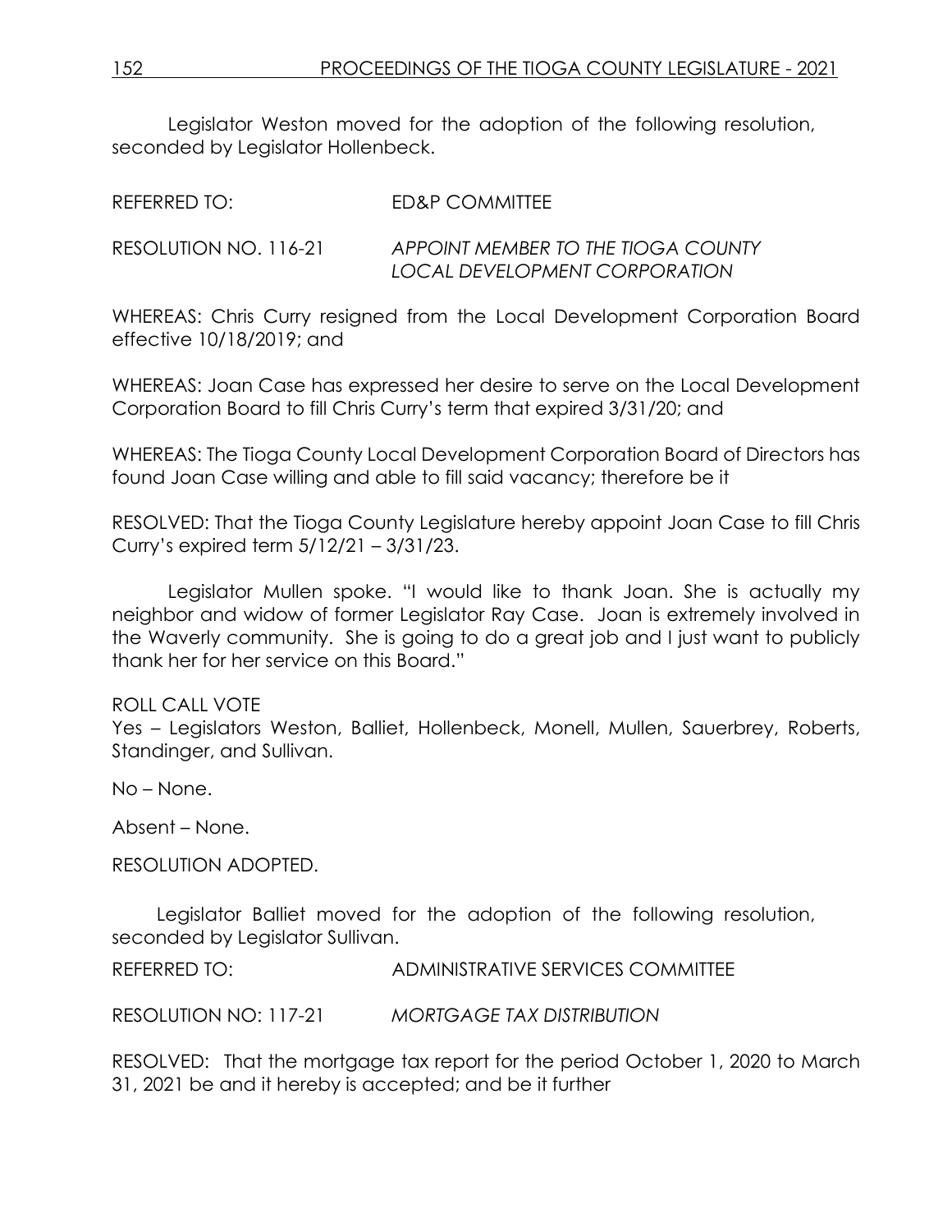Legislator Weston moved for the adoption of the following resolution, seconded by Legislator Hollenbeck.

REFERRED TO: ED&P COMMITTEE

RESOLUTION NO. 116-21 *APPOINT MEMBER TO THE TIOGA COUNTY LOCAL DEVELOPMENT CORPORATION*

WHEREAS: Chris Curry resigned from the Local Development Corporation Board effective 10/18/2019; and

WHEREAS: Joan Case has expressed her desire to serve on the Local Development Corporation Board to fill Chris Curry's term that expired 3/31/20; and

WHEREAS: The Tioga County Local Development Corporation Board of Directors has found Joan Case willing and able to fill said vacancy; therefore be it

RESOLVED: That the Tioga County Legislature hereby appoint Joan Case to fill Chris Curry's expired term 5/12/21 – 3/31/23.

Legislator Mullen spoke. "I would like to thank Joan. She is actually my neighbor and widow of former Legislator Ray Case. Joan is extremely involved in the Waverly community. She is going to do a great job and I just want to publicly thank her for her service on this Board."

ROLL CALL VOTE
Yes – Legislators Weston, Balliet, Hollenbeck, Monell, Mullen, Sauerbrey, Roberts, Standinger, and Sullivan.

No – None.

Absent – None.

RESOLUTION ADOPTED.

Legislator Balliet moved for the adoption of the following resolution, seconded by Legislator Sullivan.

REFERRED TO: ADMINISTRATIVE SERVICES COMMITTEE

RESOLUTION NO: 117-21 *MORTGAGE TAX DISTRIBUTION*

RESOLVED: That the mortgage tax report for the period October 1, 2020 to March 31, 2021 be and it hereby is accepted; and be it further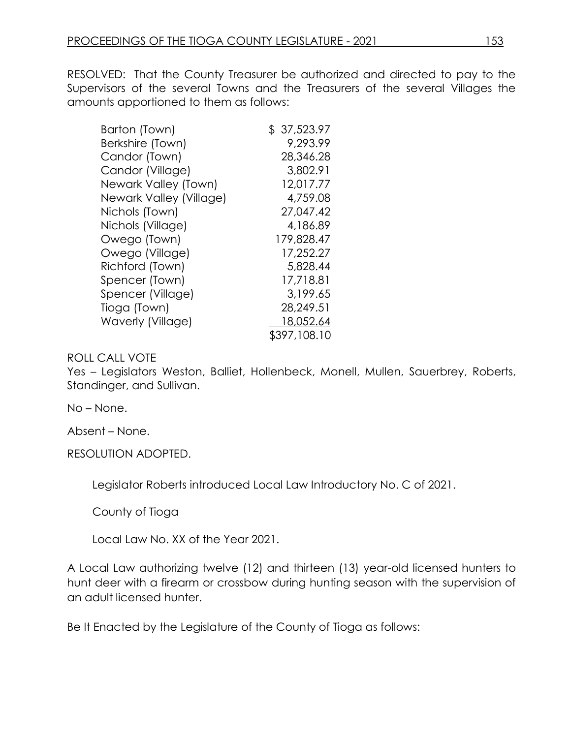RESOLVED: That the County Treasurer be authorized and directed to pay to the Supervisors of the several Towns and the Treasurers of the several Villages the amounts apportioned to them as follows:

| | |
|---|---|
| Barton (Town) | $ 37,523.97 |
| Berkshire (Town) | 9,293.99 |
| Candor (Town) | 28,346.28 |
| Candor (Village) | 3,802.91 |
| Newark Valley (Town) | 12,017.77 |
| Newark Valley (Village) | 4,759.08 |
| Nichols (Town) | 27,047.42 |
| Nichols (Village) | 4,186.89 |
| Owego (Town) | 179,828.47 |
| Owego (Village) | 17,252.27 |
| Richford (Town) | 5,828.44 |
| Spencer (Town) | 17,718.81 |
| Spencer (Village) | 3,199.65 |
| Tioga (Town) | 28,249.51 |
| Waverly (Village) | 18,052.64 |
| | $397,108.10 |

ROLL CALL VOTE
Yes – Legislators Weston, Balliet, Hollenbeck, Monell, Mullen, Sauerbrey, Roberts, Standinger, and Sullivan.

No – None.

Absent – None.

RESOLUTION ADOPTED.

Legislator Roberts introduced Local Law Introductory No. C of 2021.

County of Tioga

Local Law No. XX of the Year 2021.

A Local Law authorizing twelve (12) and thirteen (13) year-old licensed hunters to hunt deer with a firearm or crossbow during hunting season with the supervision of an adult licensed hunter.

Be It Enacted by the Legislature of the County of Tioga as follows: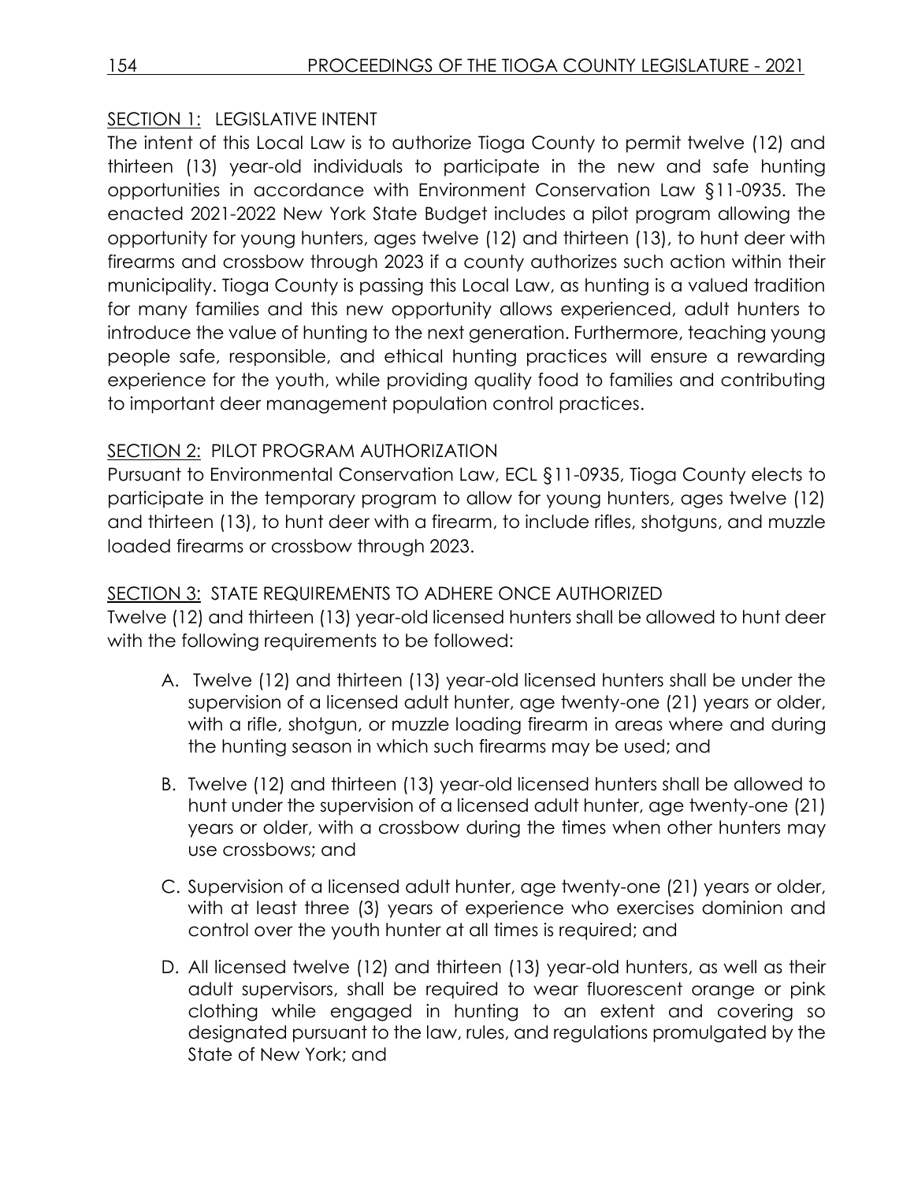SECTION 1: LEGISLATIVE INTENT

The intent of this Local Law is to authorize Tioga County to permit twelve (12) and thirteen (13) year-old individuals to participate in the new and safe hunting opportunities in accordance with Environment Conservation Law §11-0935. The enacted 2021-2022 New York State Budget includes a pilot program allowing the opportunity for young hunters, ages twelve (12) and thirteen (13), to hunt deer with firearms and crossbow through 2023 if a county authorizes such action within their municipality. Tioga County is passing this Local Law, as hunting is a valued tradition for many families and this new opportunity allows experienced, adult hunters to introduce the value of hunting to the next generation. Furthermore, teaching young people safe, responsible, and ethical hunting practices will ensure a rewarding experience for the youth, while providing quality food to families and contributing to important deer management population control practices.

SECTION 2: PILOT PROGRAM AUTHORIZATION

Pursuant to Environmental Conservation Law, ECL §11-0935, Tioga County elects to participate in the temporary program to allow for young hunters, ages twelve (12) and thirteen (13), to hunt deer with a firearm, to include rifles, shotguns, and muzzle loaded firearms or crossbow through 2023.

SECTION 3: STATE REQUIREMENTS TO ADHERE ONCE AUTHORIZED

Twelve (12) and thirteen (13) year-old licensed hunters shall be allowed to hunt deer with the following requirements to be followed:

A. Twelve (12) and thirteen (13) year-old licensed hunters shall be under the supervision of a licensed adult hunter, age twenty-one (21) years or older, with a rifle, shotgun, or muzzle loading firearm in areas where and during the hunting season in which such firearms may be used; and

B. Twelve (12) and thirteen (13) year-old licensed hunters shall be allowed to hunt under the supervision of a licensed adult hunter, age twenty-one (21) years or older, with a crossbow during the times when other hunters may use crossbows; and

C. Supervision of a licensed adult hunter, age twenty-one (21) years or older, with at least three (3) years of experience who exercises dominion and control over the youth hunter at all times is required; and

D. All licensed twelve (12) and thirteen (13) year-old hunters, as well as their adult supervisors, shall be required to wear fluorescent orange or pink clothing while engaged in hunting to an extent and covering so designated pursuant to the law, rules, and regulations promulgated by the State of New York; and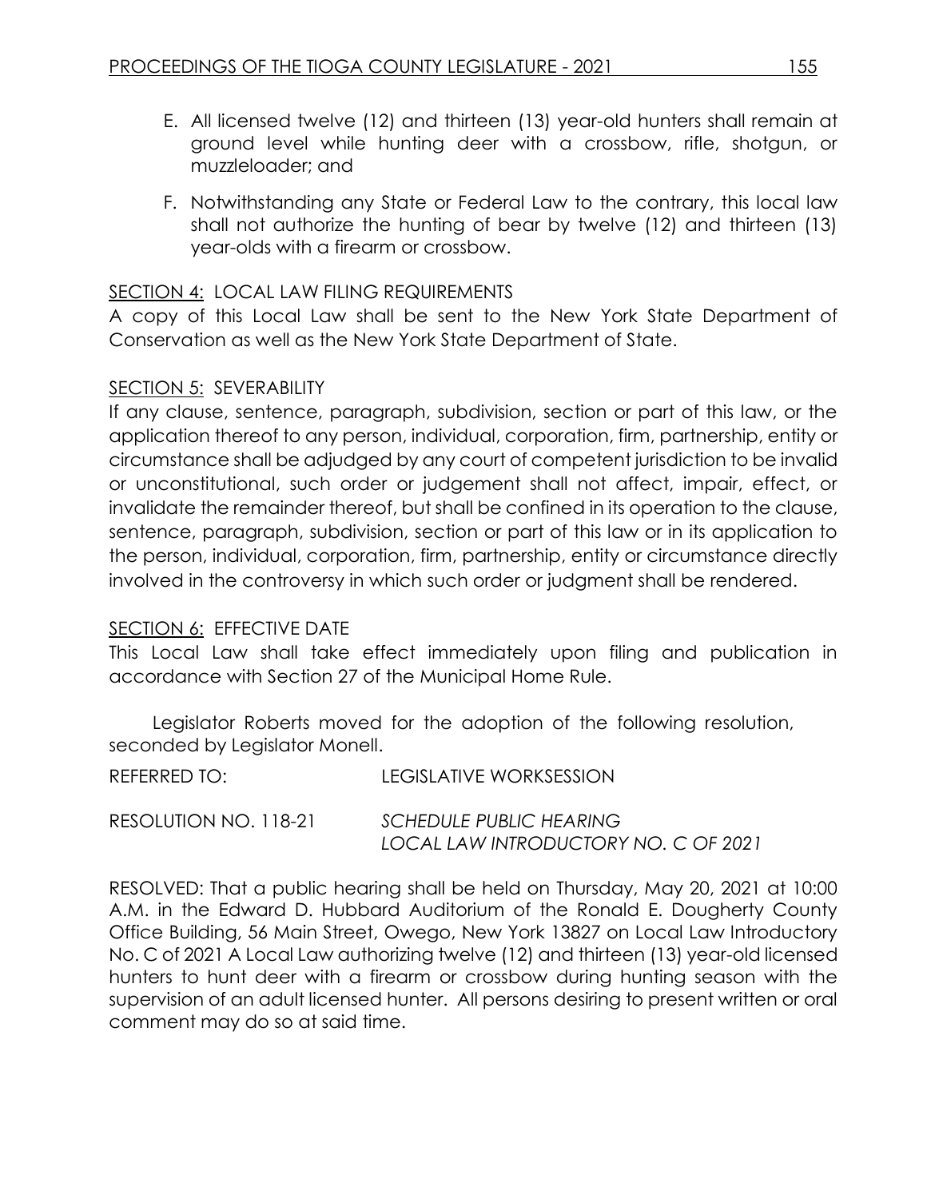E. All licensed twelve (12) and thirteen (13) year-old hunters shall remain at ground level while hunting deer with a crossbow, rifle, shotgun, or muzzleloader; and

F. Notwithstanding any State or Federal Law to the contrary, this local law shall not authorize the hunting of bear by twelve (12) and thirteen (13) year-olds with a firearm or crossbow.

<u>SECTION 4:</u> LOCAL LAW FILING REQUIREMENTS

A copy of this Local Law shall be sent to the New York State Department of Conservation as well as the New York State Department of State.

<u>SECTION 5:</u> SEVERABILITY

If any clause, sentence, paragraph, subdivision, section or part of this law, or the application thereof to any person, individual, corporation, firm, partnership, entity or circumstance shall be adjudged by any court of competent jurisdiction to be invalid or unconstitutional, such order or judgement shall not affect, impair, effect, or invalidate the remainder thereof, but shall be confined in its operation to the clause, sentence, paragraph, subdivision, section or part of this law or in its application to the person, individual, corporation, firm, partnership, entity or circumstance directly involved in the controversy in which such order or judgment shall be rendered.

<u>SECTION 6:</u> EFFECTIVE DATE

This Local Law shall take effect immediately upon filing and publication in accordance with Section 27 of the Municipal Home Rule.

Legislator Roberts moved for the adoption of the following resolution, seconded by Legislator Monell.

REFERRED TO: LEGISLATIVE WORKSESSION

RESOLUTION NO. 118-21 *SCHEDULE PUBLIC HEARING*
*LOCAL LAW INTRODUCTORY NO. C OF 2021*

RESOLVED: That a public hearing shall be held on Thursday, May 20, 2021 at 10:00 A.M. in the Edward D. Hubbard Auditorium of the Ronald E. Dougherty County Office Building, 56 Main Street, Owego, New York 13827 on Local Law Introductory No. C of 2021 A Local Law authorizing twelve (12) and thirteen (13) year-old licensed hunters to hunt deer with a firearm or crossbow during hunting season with the supervision of an adult licensed hunter. All persons desiring to present written or oral comment may do so at said time.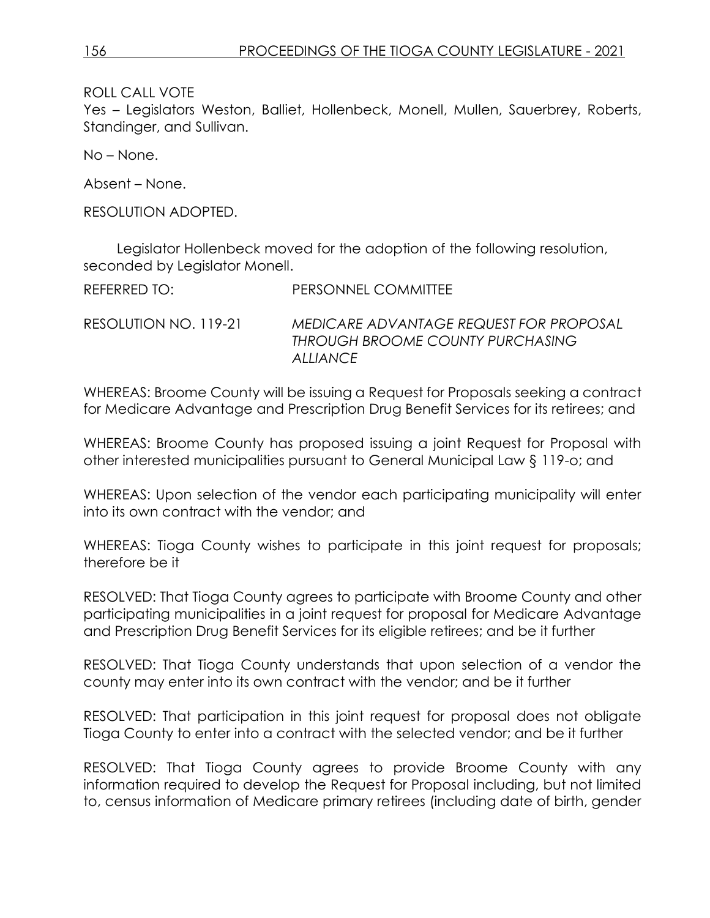ROLL CALL VOTE

Yes – Legislators Weston, Balliet, Hollenbeck, Monell, Mullen, Sauerbrey, Roberts, Standinger, and Sullivan.

No – None.

Absent – None.

RESOLUTION ADOPTED.

Legislator Hollenbeck moved for the adoption of the following resolution, seconded by Legislator Monell.

REFERRED TO: PERSONNEL COMMITTEE

RESOLUTION NO. 119-21 *MEDICARE ADVANTAGE REQUEST FOR PROPOSAL THROUGH BROOME COUNTY PURCHASING ALLIANCE*

WHEREAS: Broome County will be issuing a Request for Proposals seeking a contract for Medicare Advantage and Prescription Drug Benefit Services for its retirees; and

WHEREAS: Broome County has proposed issuing a joint Request for Proposal with other interested municipalities pursuant to General Municipal Law § 119-o; and

WHEREAS: Upon selection of the vendor each participating municipality will enter into its own contract with the vendor; and

WHEREAS: Tioga County wishes to participate in this joint request for proposals; therefore be it

RESOLVED: That Tioga County agrees to participate with Broome County and other participating municipalities in a joint request for proposal for Medicare Advantage and Prescription Drug Benefit Services for its eligible retirees; and be it further

RESOLVED: That Tioga County understands that upon selection of a vendor the county may enter into its own contract with the vendor; and be it further

RESOLVED: That participation in this joint request for proposal does not obligate Tioga County to enter into a contract with the selected vendor; and be it further

RESOLVED: That Tioga County agrees to provide Broome County with any information required to develop the Request for Proposal including, but not limited to, census information of Medicare primary retirees (including date of birth, gender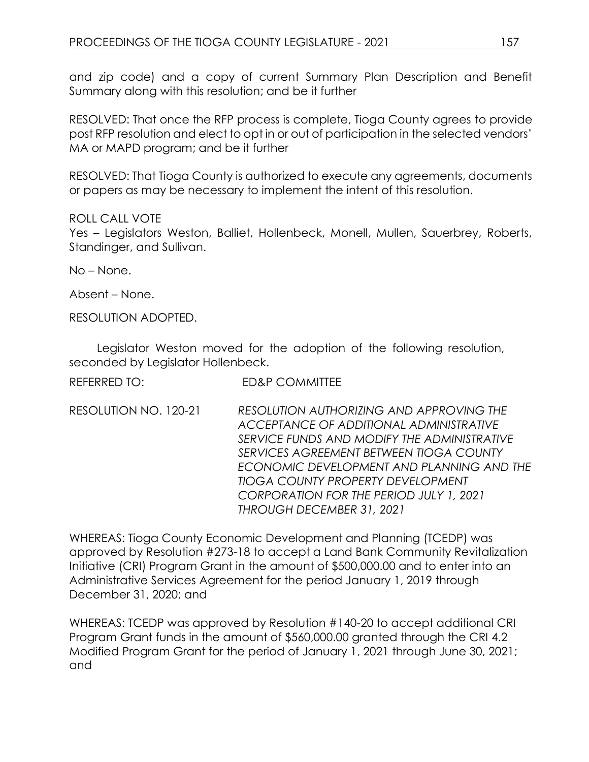and zip code) and a copy of current Summary Plan Description and Benefit Summary along with this resolution; and be it further

RESOLVED: That once the RFP process is complete, Tioga County agrees to provide post RFP resolution and elect to opt in or out of participation in the selected vendors' MA or MAPD program; and be it further

RESOLVED: That Tioga County is authorized to execute any agreements, documents or papers as may be necessary to implement the intent of this resolution.

ROLL CALL VOTE
Yes – Legislators Weston, Balliet, Hollenbeck, Monell, Mullen, Sauerbrey, Roberts, Standinger, and Sullivan.

No – None.

Absent – None.

RESOLUTION ADOPTED.

Legislator Weston moved for the adoption of the following resolution, seconded by Legislator Hollenbeck.

REFERRED TO: ED&P COMMITTEE

RESOLUTION NO. 120-21 *RESOLUTION AUTHORIZING AND APPROVING THE ACCEPTANCE OF ADDITIONAL ADMINISTRATIVE SERVICE FUNDS AND MODIFY THE ADMINISTRATIVE SERVICES AGREEMENT BETWEEN TIOGA COUNTY ECONOMIC DEVELOPMENT AND PLANNING AND THE TIOGA COUNTY PROPERTY DEVELOPMENT CORPORATION FOR THE PERIOD JULY 1, 2021 THROUGH DECEMBER 31, 2021*

WHEREAS: Tioga County Economic Development and Planning (TCEDP) was approved by Resolution #273-18 to accept a Land Bank Community Revitalization Initiative (CRI) Program Grant in the amount of $500,000.00 and to enter into an Administrative Services Agreement for the period January 1, 2019 through December 31, 2020; and

WHEREAS: TCEDP was approved by Resolution #140-20 to accept additional CRI Program Grant funds in the amount of $560,000.00 granted through the CRI 4.2 Modified Program Grant for the period of January 1, 2021 through June 30, 2021; and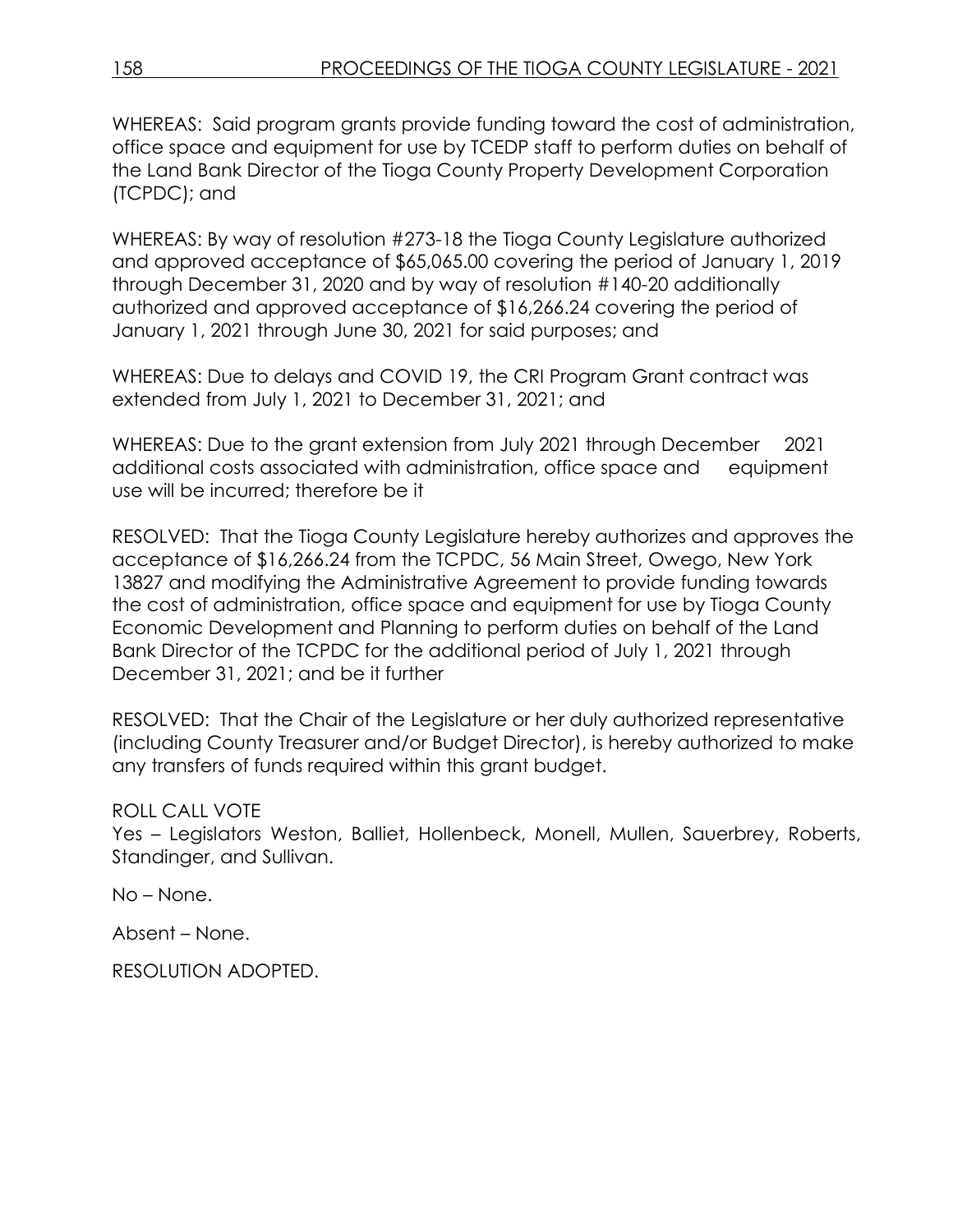WHEREAS: Said program grants provide funding toward the cost of administration, office space and equipment for use by TCEDP staff to perform duties on behalf of the Land Bank Director of the Tioga County Property Development Corporation (TCPDC); and

WHEREAS: By way of resolution #273-18 the Tioga County Legislature authorized and approved acceptance of $65,065.00 covering the period of January 1, 2019 through December 31, 2020 and by way of resolution #140-20 additionally authorized and approved acceptance of $16,266.24 covering the period of January 1, 2021 through June 30, 2021 for said purposes; and

WHEREAS: Due to delays and COVID 19, the CRI Program Grant contract was extended from July 1, 2021 to December 31, 2021; and

WHEREAS: Due to the grant extension from July 2021 through December 2021 additional costs associated with administration, office space and equipment use will be incurred; therefore be it

RESOLVED: That the Tioga County Legislature hereby authorizes and approves the acceptance of $16,266.24 from the TCPDC, 56 Main Street, Owego, New York 13827 and modifying the Administrative Agreement to provide funding towards the cost of administration, office space and equipment for use by Tioga County Economic Development and Planning to perform duties on behalf of the Land Bank Director of the TCPDC for the additional period of July 1, 2021 through December 31, 2021; and be it further

RESOLVED: That the Chair of the Legislature or her duly authorized representative (including County Treasurer and/or Budget Director), is hereby authorized to make any transfers of funds required within this grant budget.

ROLL CALL VOTE
Yes – Legislators Weston, Balliet, Hollenbeck, Monell, Mullen, Sauerbrey, Roberts, Standinger, and Sullivan.

No – None.

Absent – None.

RESOLUTION ADOPTED.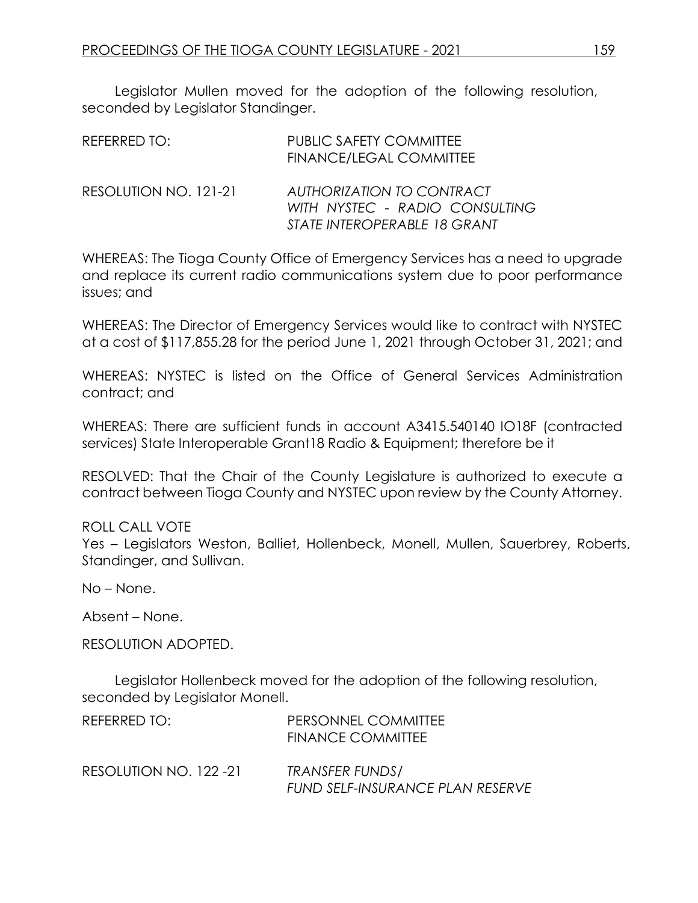Legislator Mullen moved for the adoption of the following resolution, seconded by Legislator Standinger.

REFERRED TO: PUBLIC SAFETY COMMITTEE
FINANCE/LEGAL COMMITTEE

RESOLUTION NO. 121-21 *AUTHORIZATION TO CONTRACT WITH NYSTEC - RADIO CONSULTING STATE INTEROPERABLE 18 GRANT*

WHEREAS: The Tioga County Office of Emergency Services has a need to upgrade and replace its current radio communications system due to poor performance issues; and

WHEREAS: The Director of Emergency Services would like to contract with NYSTEC at a cost of $117,855.28 for the period June 1, 2021 through October 31, 2021; and

WHEREAS: NYSTEC is listed on the Office of General Services Administration contract; and

WHEREAS: There are sufficient funds in account A3415.540140 IO18F (contracted services) State Interoperable Grant18 Radio & Equipment; therefore be it

RESOLVED: That the Chair of the County Legislature is authorized to execute a contract between Tioga County and NYSTEC upon review by the County Attorney.

ROLL CALL VOTE
Yes – Legislators Weston, Balliet, Hollenbeck, Monell, Mullen, Sauerbrey, Roberts, Standinger, and Sullivan.

No – None.

Absent – None.

RESOLUTION ADOPTED.

Legislator Hollenbeck moved for the adoption of the following resolution, seconded by Legislator Monell.

REFERRED TO: PERSONNEL COMMITTEE
FINANCE COMMITTEE

RESOLUTION NO. 122 -21 *TRANSFER FUNDS/ FUND SELF-INSURANCE PLAN RESERVE*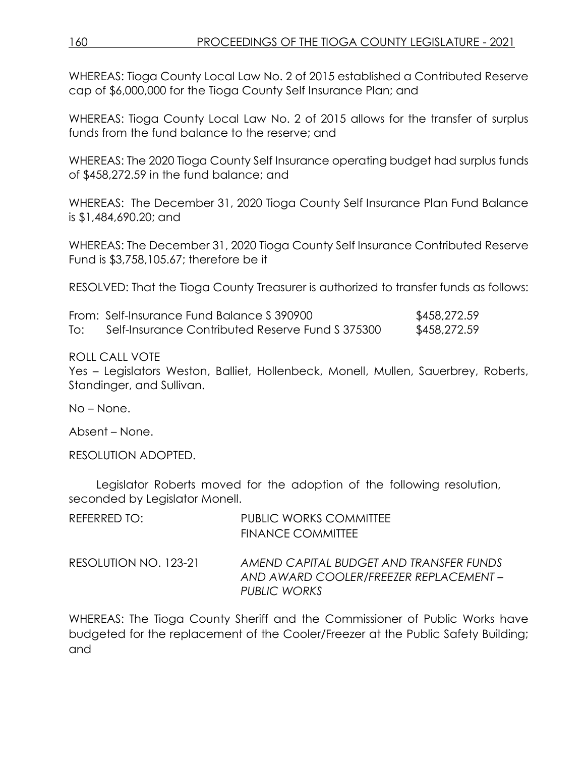WHEREAS: Tioga County Local Law No. 2 of 2015 established a Contributed Reserve cap of $6,000,000 for the Tioga County Self Insurance Plan; and

WHEREAS: Tioga County Local Law No. 2 of 2015 allows for the transfer of surplus funds from the fund balance to the reserve; and

WHEREAS: The 2020 Tioga County Self Insurance operating budget had surplus funds of $458,272.59 in the fund balance; and

WHEREAS: The December 31, 2020 Tioga County Self Insurance Plan Fund Balance is $1,484,690.20; and

WHEREAS: The December 31, 2020 Tioga County Self Insurance Contributed Reserve Fund is $3,758,105.67; therefore be it

RESOLVED: That the Tioga County Treasurer is authorized to transfer funds as follows:

| | | |
|---|---|---|
| From: | Self-Insurance Fund Balance S 390900 | $458,272.59 |
| To: | Self-Insurance Contributed Reserve Fund S 375300 | $458,272.59 |

ROLL CALL VOTE
Yes – Legislators Weston, Balliet, Hollenbeck, Monell, Mullen, Sauerbrey, Roberts, Standinger, and Sullivan.

No – None.

Absent – None.

RESOLUTION ADOPTED.

Legislator Roberts moved for the adoption of the following resolution, seconded by Legislator Monell.

REFERRED TO: PUBLIC WORKS COMMITTEE
FINANCE COMMITTEE

RESOLUTION NO. 123-21 *AMEND CAPITAL BUDGET AND TRANSFER FUNDS AND AWARD COOLER/FREEZER REPLACEMENT – PUBLIC WORKS*

WHEREAS: The Tioga County Sheriff and the Commissioner of Public Works have budgeted for the replacement of the Cooler/Freezer at the Public Safety Building; and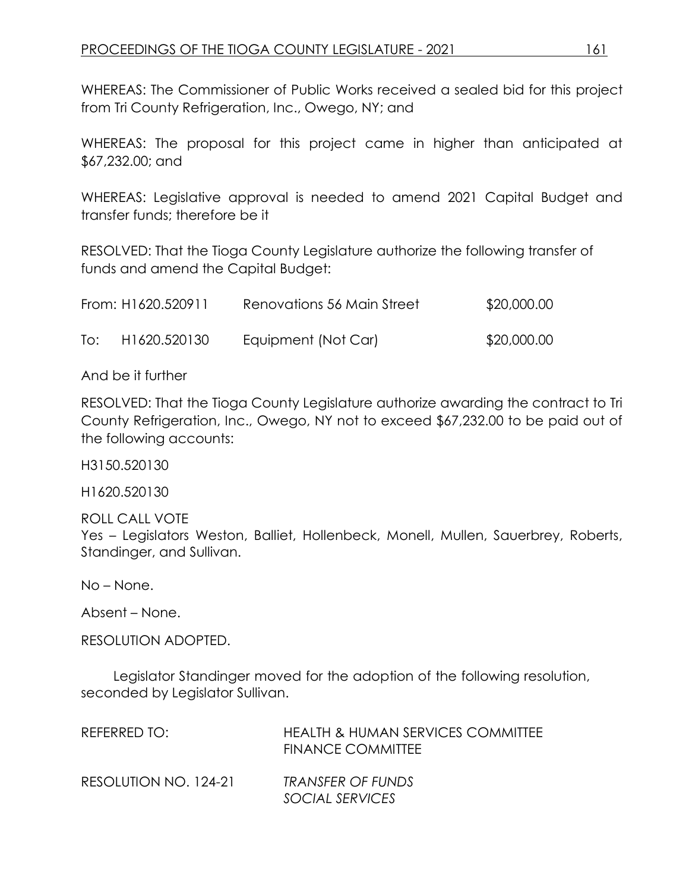WHEREAS: The Commissioner of Public Works received a sealed bid for this project from Tri County Refrigeration, Inc., Owego, NY; and

WHEREAS: The proposal for this project came in higher than anticipated at $67,232.00; and

WHEREAS: Legislative approval is needed to amend 2021 Capital Budget and transfer funds; therefore be it

RESOLVED: That the Tioga County Legislature authorize the following transfer of funds and amend the Capital Budget:

| | | |
|---|---|---|
| From: H1620.520911 | Renovations 56 Main Street | $20,000.00 |
| To: H1620.520130 | Equipment (Not Car) | $20,000.00 |

And be it further

RESOLVED: That the Tioga County Legislature authorize awarding the contract to Tri County Refrigeration, Inc., Owego, NY not to exceed $67,232.00 to be paid out of the following accounts:

H3150.520130

H1620.520130

ROLL CALL VOTE
Yes – Legislators Weston, Balliet, Hollenbeck, Monell, Mullen, Sauerbrey, Roberts, Standinger, and Sullivan.

No – None.

Absent – None.

RESOLUTION ADOPTED.

Legislator Standinger moved for the adoption of the following resolution, seconded by Legislator Sullivan.

REFERRED TO: HEALTH & HUMAN SERVICES COMMITTEE
FINANCE COMMITTEE

RESOLUTION NO. 124-21 *TRANSFER OF FUNDS*
*SOCIAL SERVICES*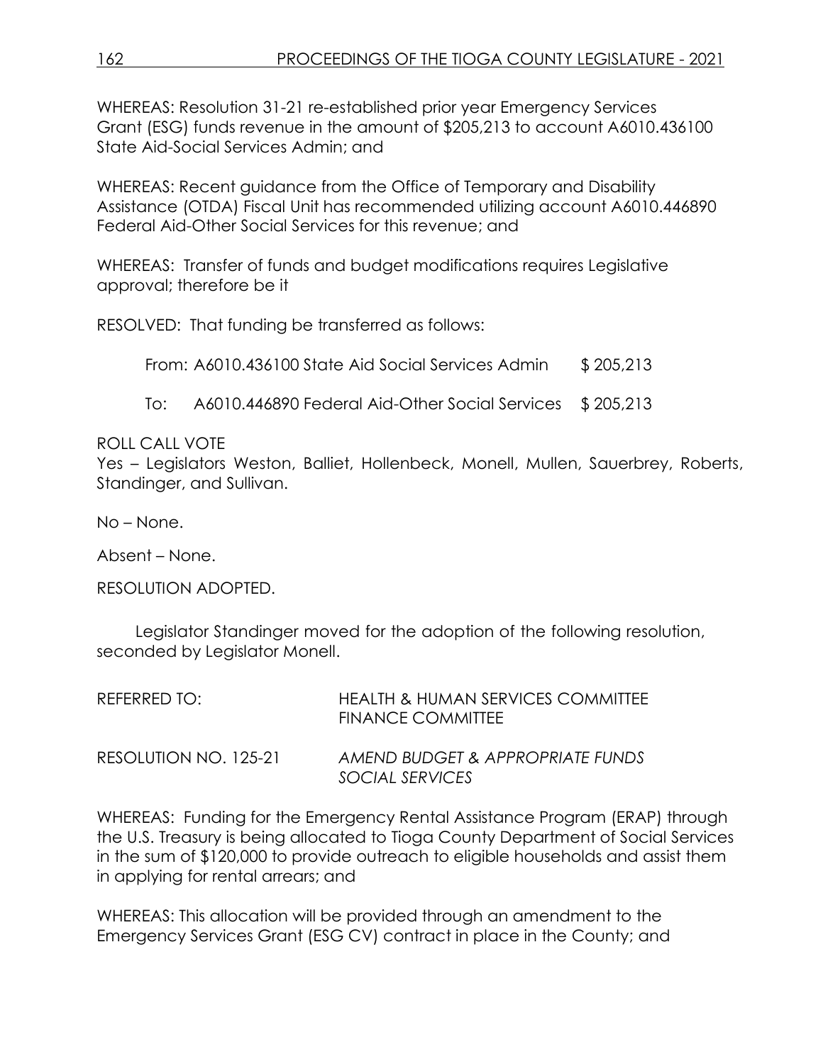WHEREAS: Resolution 31-21 re-established prior year Emergency Services Grant (ESG) funds revenue in the amount of $205,213 to account A6010.436100 State Aid-Social Services Admin; and

WHEREAS: Recent guidance from the Office of Temporary and Disability Assistance (OTDA) Fiscal Unit has recommended utilizing account A6010.446890 Federal Aid-Other Social Services for this revenue; and

WHEREAS: Transfer of funds and budget modifications requires Legislative approval; therefore be it

RESOLVED: That funding be transferred as follows:

| | | |
|---|---|---|
| From: | A6010.436100 State Aid Social Services Admin | $ 205,213 |
| To: | A6010.446890 Federal Aid-Other Social Services | $ 205,213 |

ROLL CALL VOTE
Yes – Legislators Weston, Balliet, Hollenbeck, Monell, Mullen, Sauerbrey, Roberts, Standinger, and Sullivan.

No – None.

Absent – None.

RESOLUTION ADOPTED.

Legislator Standinger moved for the adoption of the following resolution, seconded by Legislator Monell.

REFERRED TO: HEALTH & HUMAN SERVICES COMMITTEE
FINANCE COMMITTEE

RESOLUTION NO. 125-21 *AMEND BUDGET & APPROPRIATE FUNDS SOCIAL SERVICES*

WHEREAS: Funding for the Emergency Rental Assistance Program (ERAP) through the U.S. Treasury is being allocated to Tioga County Department of Social Services in the sum of $120,000 to provide outreach to eligible households and assist them in applying for rental arrears; and

WHEREAS: This allocation will be provided through an amendment to the Emergency Services Grant (ESG CV) contract in place in the County; and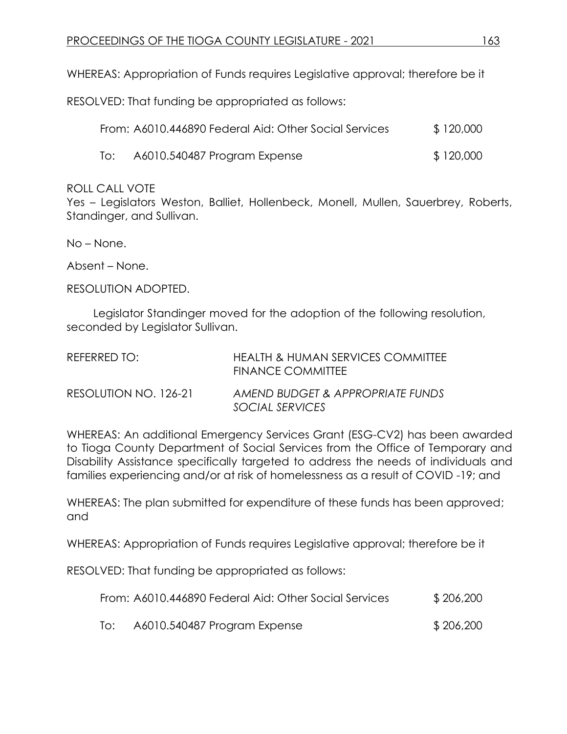WHEREAS: Appropriation of Funds requires Legislative approval; therefore be it

RESOLVED: That funding be appropriated as follows:

| | | |
|---|---|---|
| From: | A6010.446890 Federal Aid: Other Social Services | $ 120,000 |
| To: | A6010.540487 Program Expense | $ 120,000 |

ROLL CALL VOTE
Yes – Legislators Weston, Balliet, Hollenbeck, Monell, Mullen, Sauerbrey, Roberts, Standinger, and Sullivan.

No – None.

Absent – None.

RESOLUTION ADOPTED.

Legislator Standinger moved for the adoption of the following resolution, seconded by Legislator Sullivan.

| | |
|---|---|
| REFERRED TO: | HEALTH & HUMAN SERVICES COMMITTEE<br>FINANCE COMMITTEE |
| RESOLUTION NO. 126-21 | *AMEND BUDGET & APPROPRIATE FUNDS SOCIAL SERVICES* |

WHEREAS: An additional Emergency Services Grant (ESG-CV2) has been awarded to Tioga County Department of Social Services from the Office of Temporary and Disability Assistance specifically targeted to address the needs of individuals and families experiencing and/or at risk of homelessness as a result of COVID -19; and

WHEREAS: The plan submitted for expenditure of these funds has been approved; and

WHEREAS: Appropriation of Funds requires Legislative approval; therefore be it

RESOLVED: That funding be appropriated as follows:

| | | |
|---|---|---|
| From: | A6010.446890 Federal Aid: Other Social Services | $ 206,200 |
| To: | A6010.540487 Program Expense | $ 206,200 |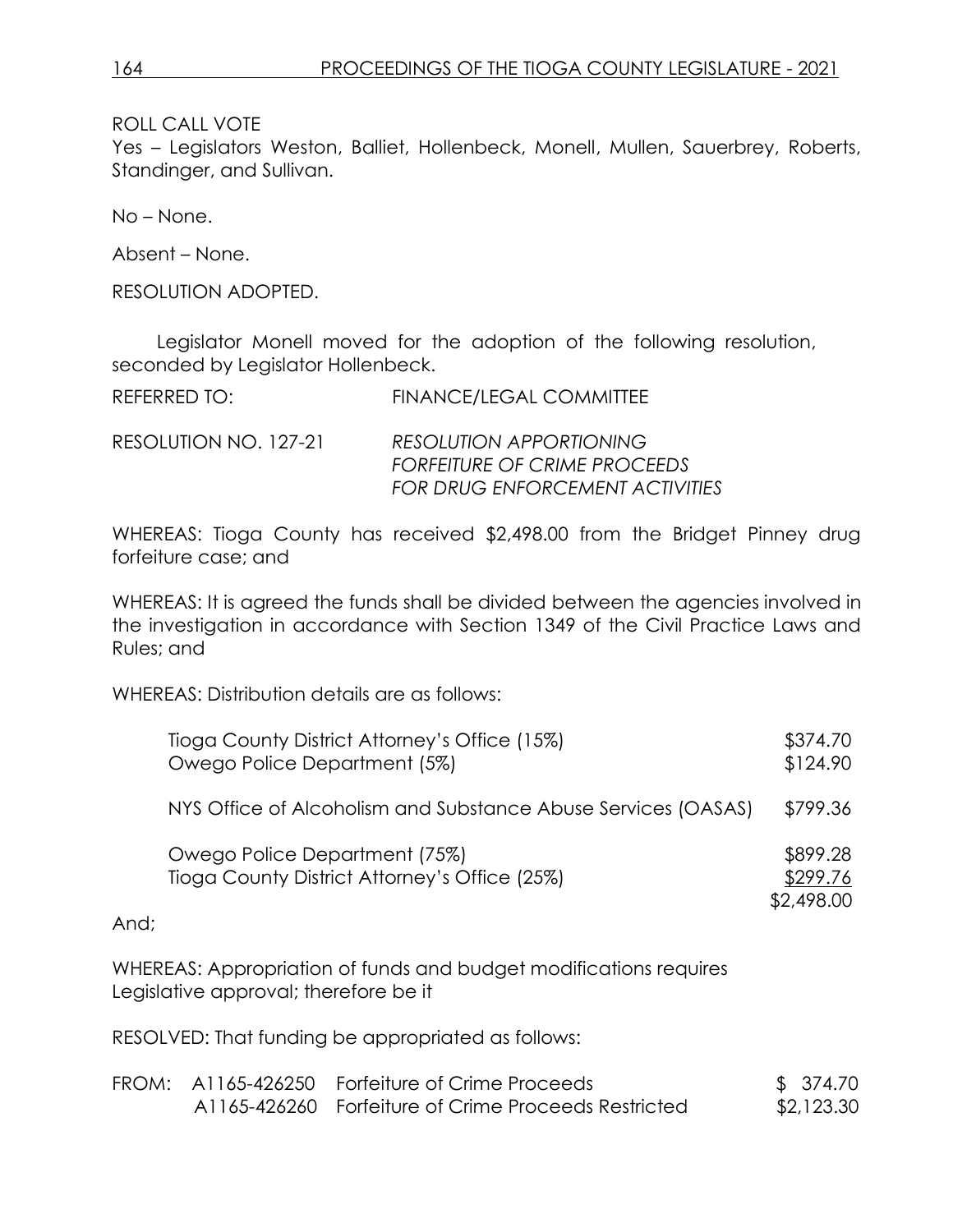ROLL CALL VOTE
Yes – Legislators Weston, Balliet, Hollenbeck, Monell, Mullen, Sauerbrey, Roberts, Standinger, and Sullivan.

No – None.

Absent – None.

RESOLUTION ADOPTED.

Legislator Monell moved for the adoption of the following resolution, seconded by Legislator Hollenbeck.

REFERRED TO: FINANCE/LEGAL COMMITTEE

RESOLUTION NO. 127-21 *RESOLUTION APPORTIONING FORFEITURE OF CRIME PROCEEDS FOR DRUG ENFORCEMENT ACTIVITIES*

WHEREAS: Tioga County has received $2,498.00 from the Bridget Pinney drug forfeiture case; and

WHEREAS: It is agreed the funds shall be divided between the agencies involved in the investigation in accordance with Section 1349 of the Civil Practice Laws and Rules; and

WHEREAS: Distribution details are as follows:

| | |
|---|---|
| Tioga County District Attorney's Office (15%) | $374.70 |
| Owego Police Department (5%) | $124.90 |
| NYS Office of Alcoholism and Substance Abuse Services (OASAS) | $799.36 |
| Owego Police Department (75%) | $899.28 |
| Tioga County District Attorney's Office (25%) | $299.76 |
| | $2,498.00 |

And;

WHEREAS: Appropriation of funds and budget modifications requires Legislative approval; therefore be it

RESOLVED: That funding be appropriated as follows:

| | | | |
|---|---|---|---|
| FROM: | A1165-426250 | Forfeiture of Crime Proceeds | $ 374.70 |
| | A1165-426260 | Forfeiture of Crime Proceeds Restricted | $2,123.30 |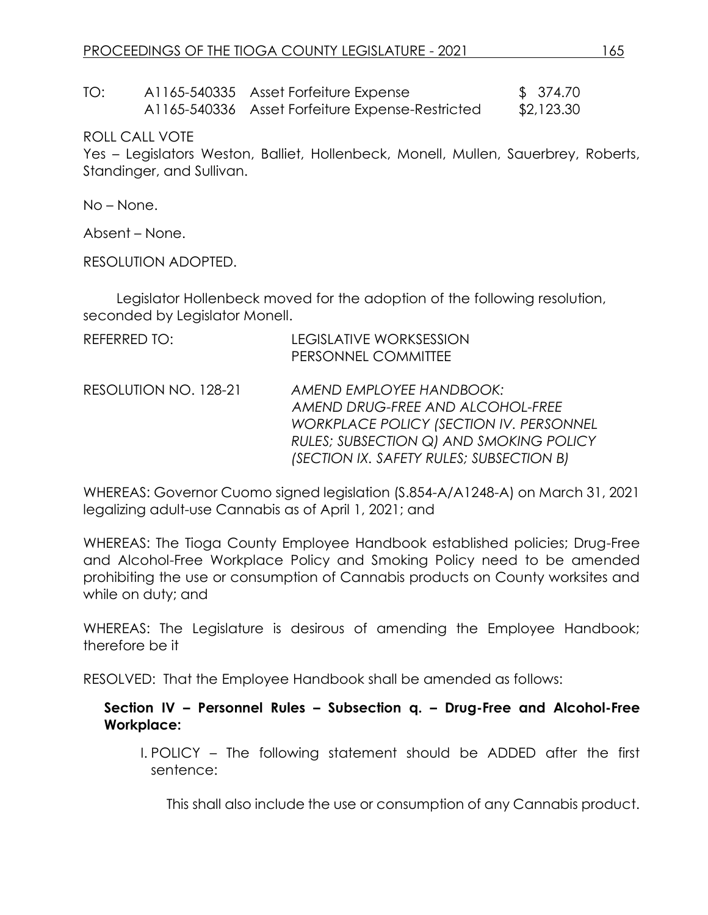| TO: | A1165-540335 | Asset Forfeiture Expense | $ 374.70 |
|---|---|---|---|
| | A1165-540336 | Asset Forfeiture Expense-Restricted | $2,123.30 |

ROLL CALL VOTE

Yes – Legislators Weston, Balliet, Hollenbeck, Monell, Mullen, Sauerbrey, Roberts, Standinger, and Sullivan.

No – None.

Absent – None.

RESOLUTION ADOPTED.

Legislator Hollenbeck moved for the adoption of the following resolution, seconded by Legislator Monell.

REFERRED TO: LEGISLATIVE WORKSESSION
PERSONNEL COMMITTEE

RESOLUTION NO. 128-21 *AMEND EMPLOYEE HANDBOOK: AMEND DRUG-FREE AND ALCOHOL-FREE WORKPLACE POLICY (SECTION IV. PERSONNEL RULES; SUBSECTION Q) AND SMOKING POLICY (SECTION IX. SAFETY RULES; SUBSECTION B)*

WHEREAS: Governor Cuomo signed legislation (S.854-A/A1248-A) on March 31, 2021 legalizing adult-use Cannabis as of April 1, 2021; and

WHEREAS: The Tioga County Employee Handbook established policies; Drug-Free and Alcohol-Free Workplace Policy and Smoking Policy need to be amended prohibiting the use or consumption of Cannabis products on County worksites and while on duty; and

WHEREAS: The Legislature is desirous of amending the Employee Handbook; therefore be it

RESOLVED: That the Employee Handbook shall be amended as follows:

**Section IV – Personnel Rules – Subsection q. – Drug-Free and Alcohol-Free Workplace:**

I. POLICY – The following statement should be ADDED after the first sentence:

This shall also include the use or consumption of any Cannabis product.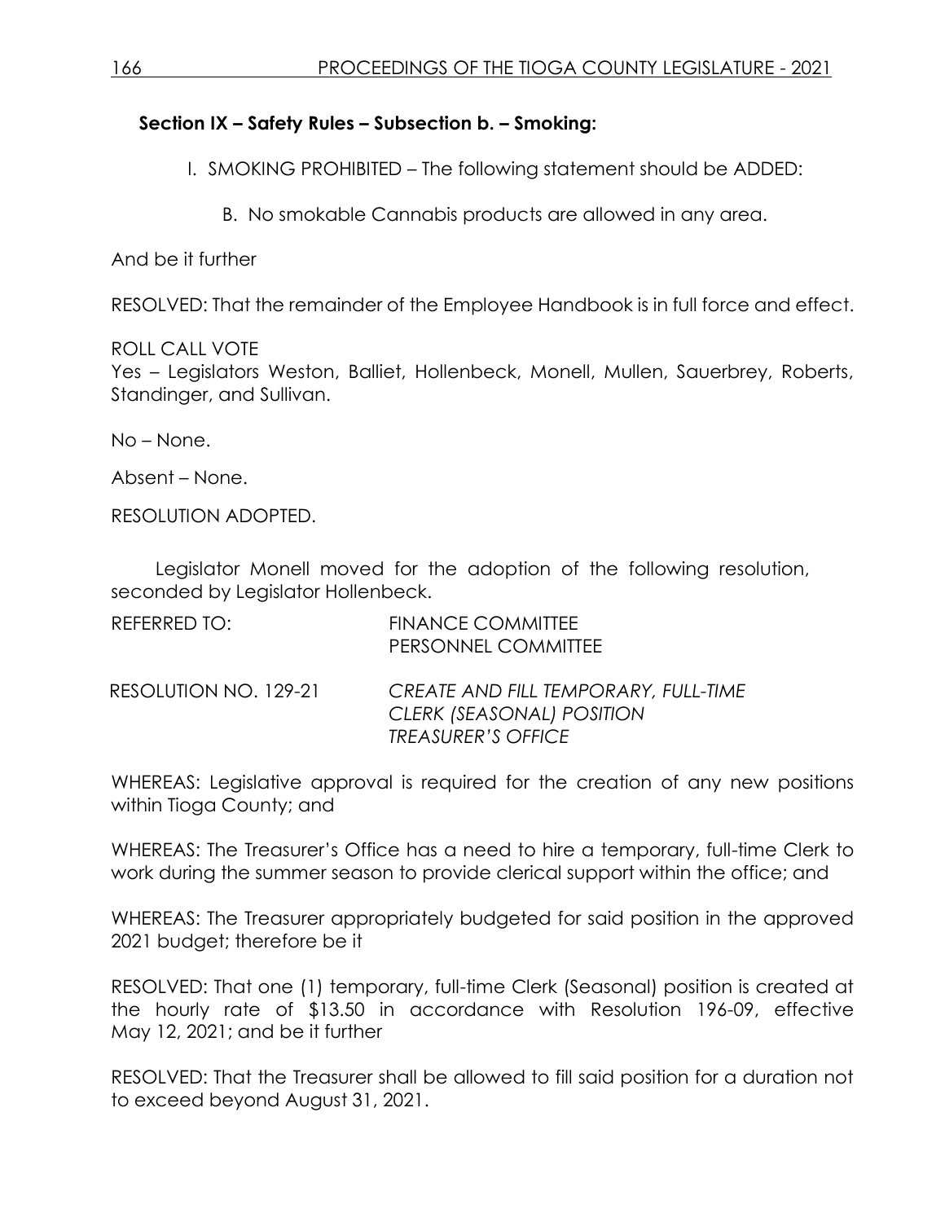**Section IX – Safety Rules – Subsection b. – Smoking:**

I. SMOKING PROHIBITED – The following statement should be ADDED:

B. No smokable Cannabis products are allowed in any area.

And be it further

RESOLVED: That the remainder of the Employee Handbook is in full force and effect.

ROLL CALL VOTE
Yes – Legislators Weston, Balliet, Hollenbeck, Monell, Mullen, Sauerbrey, Roberts, Standinger, and Sullivan.

No – None.

Absent – None.

RESOLUTION ADOPTED.

Legislator Monell moved for the adoption of the following resolution, seconded by Legislator Hollenbeck.

REFERRED TO: FINANCE COMMITTEE
PERSONNEL COMMITTEE

RESOLUTION NO. 129-21 *CREATE AND FILL TEMPORARY, FULL-TIME CLERK (SEASONAL) POSITION TREASURER'S OFFICE*

WHEREAS: Legislative approval is required for the creation of any new positions within Tioga County; and

WHEREAS: The Treasurer's Office has a need to hire a temporary, full-time Clerk to work during the summer season to provide clerical support within the office; and

WHEREAS: The Treasurer appropriately budgeted for said position in the approved 2021 budget; therefore be it

RESOLVED: That one (1) temporary, full-time Clerk (Seasonal) position is created at the hourly rate of $13.50 in accordance with Resolution 196-09, effective May 12, 2021; and be it further

RESOLVED: That the Treasurer shall be allowed to fill said position for a duration not to exceed beyond August 31, 2021.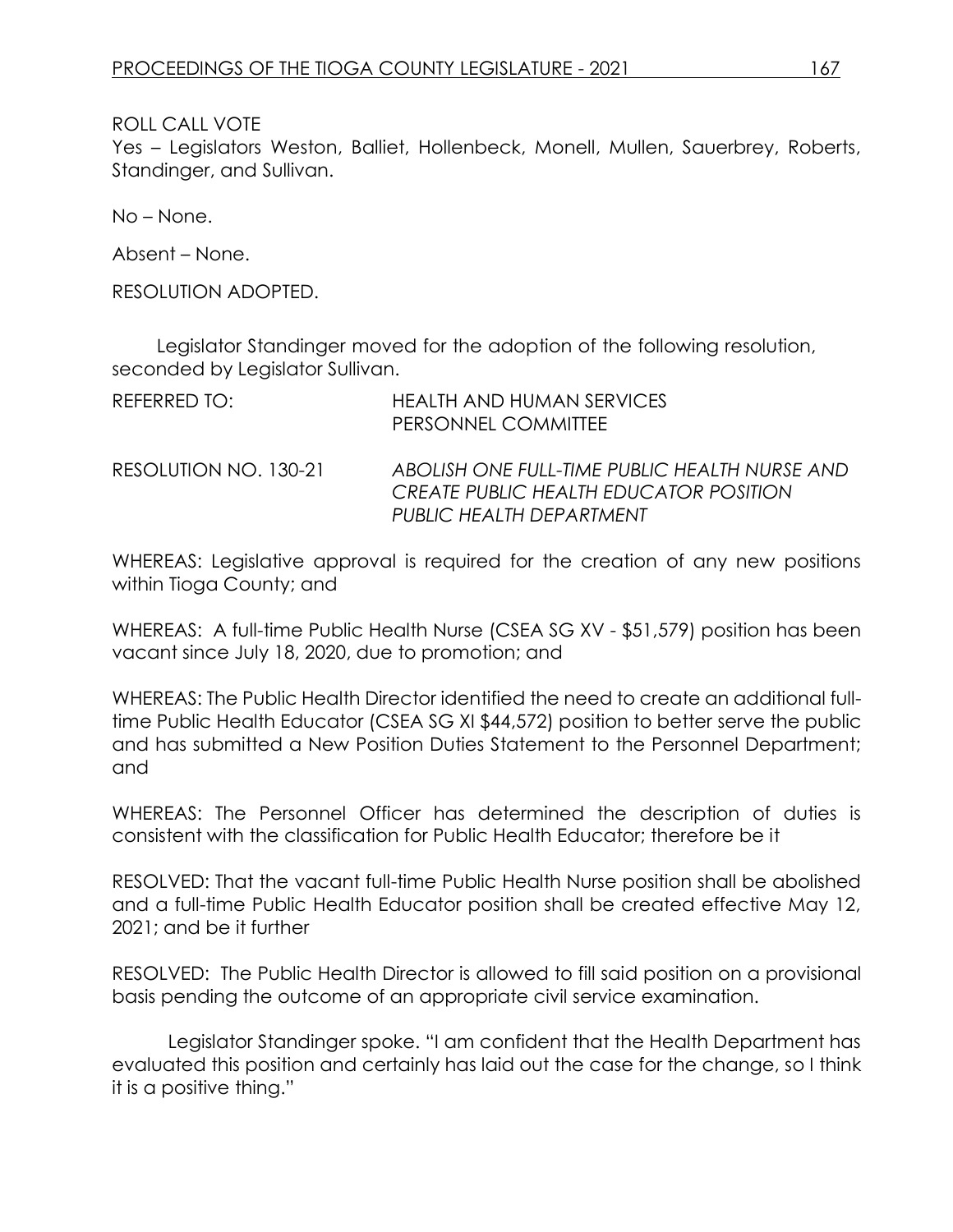ROLL CALL VOTE
Yes – Legislators Weston, Balliet, Hollenbeck, Monell, Mullen, Sauerbrey, Roberts, Standinger, and Sullivan.

No – None.

Absent – None.

RESOLUTION ADOPTED.

Legislator Standinger moved for the adoption of the following resolution, seconded by Legislator Sullivan.

REFERRED TO: HEALTH AND HUMAN SERVICES PERSONNEL COMMITTEE

RESOLUTION NO. 130-21 *ABOLISH ONE FULL-TIME PUBLIC HEALTH NURSE AND CREATE PUBLIC HEALTH EDUCATOR POSITION PUBLIC HEALTH DEPARTMENT*

WHEREAS: Legislative approval is required for the creation of any new positions within Tioga County; and

WHEREAS: A full-time Public Health Nurse (CSEA SG XV - $51,579) position has been vacant since July 18, 2020, due to promotion; and

WHEREAS: The Public Health Director identified the need to create an additional full-time Public Health Educator (CSEA SG XI $44,572) position to better serve the public and has submitted a New Position Duties Statement to the Personnel Department; and

WHEREAS: The Personnel Officer has determined the description of duties is consistent with the classification for Public Health Educator; therefore be it

RESOLVED: That the vacant full-time Public Health Nurse position shall be abolished and a full-time Public Health Educator position shall be created effective May 12, 2021; and be it further

RESOLVED: The Public Health Director is allowed to fill said position on a provisional basis pending the outcome of an appropriate civil service examination.

Legislator Standinger spoke. "I am confident that the Health Department has evaluated this position and certainly has laid out the case for the change, so I think it is a positive thing."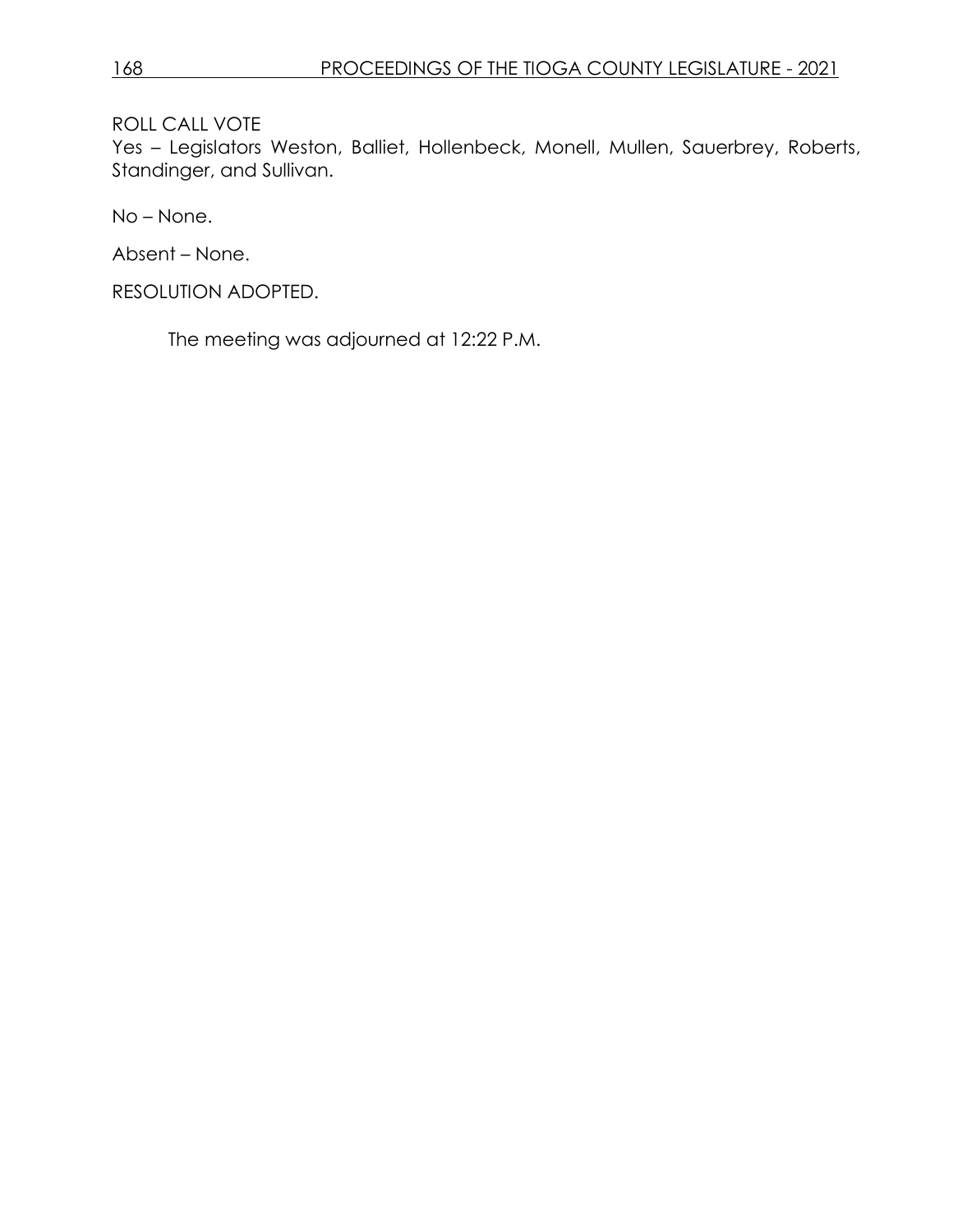ROLL CALL VOTE
Yes – Legislators Weston, Balliet, Hollenbeck, Monell, Mullen, Sauerbrey, Roberts, Standinger, and Sullivan.

No – None.

Absent – None.

RESOLUTION ADOPTED.

The meeting was adjourned at 12:22 P.M.